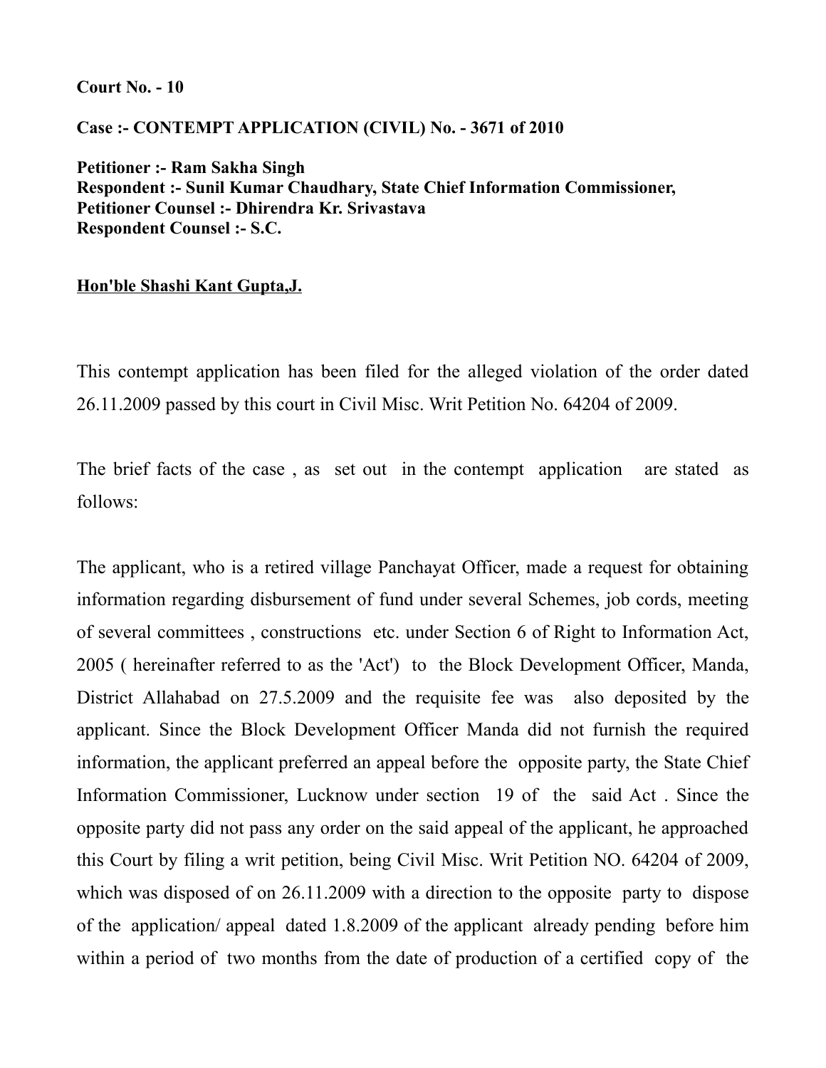**Court No. - 10**

**Case :- CONTEMPT APPLICATION (CIVIL) No. - 3671 of 2010**

**Petitioner :- Ram Sakha Singh**
**Respondent :- Sunil Kumar Chaudhary, State Chief Information Commissioner,**
**Petitioner Counsel :- Dhirendra Kr. Srivastava**
**Respondent Counsel :- S.C.**

**Hon'ble Shashi Kant Gupta,J.**

This contempt application has been filed for the alleged violation of the order dated 26.11.2009 passed by this court in Civil Misc. Writ Petition No. 64204 of 2009.

The brief facts of the case , as set out in the contempt application are stated as follows:

The applicant, who is a retired village Panchayat Officer, made a request for obtaining information regarding disbursement of fund under several Schemes, job cords, meeting of several committees , constructions etc. under Section 6 of Right to Information Act, 2005 ( hereinafter referred to as the 'Act') to the Block Development Officer, Manda, District Allahabad on 27.5.2009 and the requisite fee was also deposited by the applicant. Since the Block Development Officer Manda did not furnish the required information, the applicant preferred an appeal before the opposite party, the State Chief Information Commissioner, Lucknow under section 19 of the said Act . Since the opposite party did not pass any order on the said appeal of the applicant, he approached this Court by filing a writ petition, being Civil Misc. Writ Petition NO. 64204 of 2009, which was disposed of on 26.11.2009 with a direction to the opposite party to dispose of the application/ appeal dated 1.8.2009 of the applicant already pending before him within a period of two months from the date of production of a certified copy of the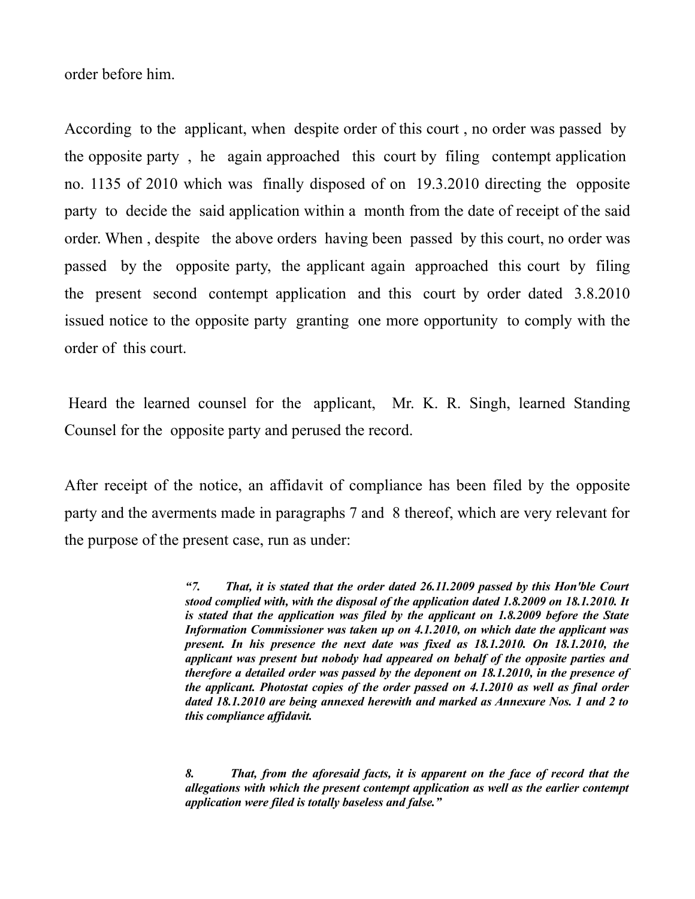order before him.

According to the applicant, when despite order of this court , no order was passed by the opposite party , he again approached this court by filing contempt application no. 1135 of 2010 which was finally disposed of on 19.3.2010 directing the opposite party to decide the said application within a month from the date of receipt of the said order. When , despite the above orders having been passed by this court, no order was passed by the opposite party, the applicant again approached this court by filing the present second contempt application and this court by order dated 3.8.2010 issued notice to the opposite party granting one more opportunity to comply with the order of this court.

Heard the learned counsel for the applicant, Mr. K. R. Singh, learned Standing Counsel for the opposite party and perused the record.

After receipt of the notice, an affidavit of compliance has been filed by the opposite party and the averments made in paragraphs 7 and 8 thereof, which are very relevant for the purpose of the present case, run as under:

> ***"7. That, it is stated that the order dated 26.11.2009 passed by this Hon'ble Court stood complied with, with the disposal of the application dated 1.8.2009 on 18.1.2010. It is stated that the application was filed by the applicant on 1.8.2009 before the State Information Commissioner was taken up on 4.1.2010, on which date the applicant was present. In his presence the next date was fixed as 18.1.2010. On 18.1.2010, the applicant was present but nobody had appeared on behalf of the opposite parties and therefore a detailed order was passed by the deponent on 18.1.2010, in the presence of the applicant. Photostat copies of the order passed on 4.1.2010 as well as final order dated 18.1.2010 are being annexed herewith and marked as Annexure Nos. 1 and 2 to this compliance affidavit.***
>
> ***8. That, from the aforesaid facts, it is apparent on the face of record that the allegations with which the present contempt application as well as the earlier contempt application were filed is totally baseless and false."***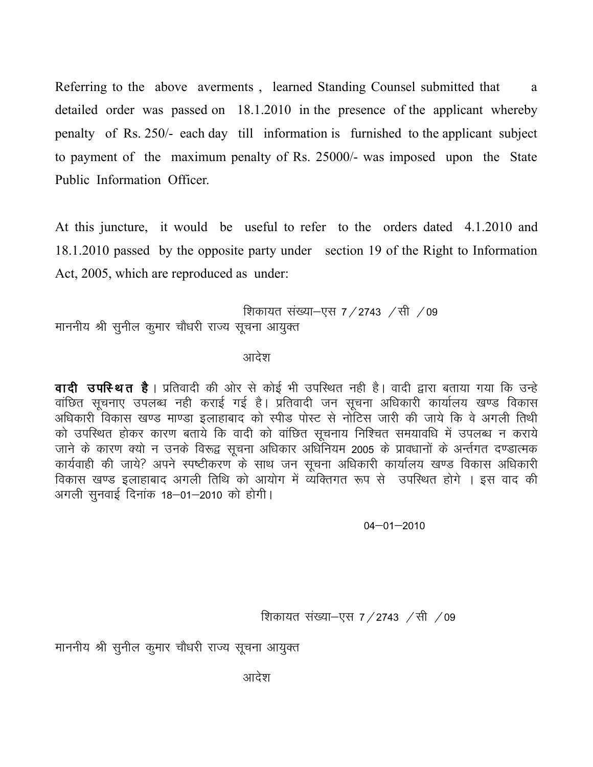Referring to the above averments , learned Standing Counsel submitted that a detailed order was passed on 18.1.2010 in the presence of the applicant whereby penalty of Rs. 250/- each day till information is furnished to the applicant subject to payment of the maximum penalty of Rs. 25000/- was imposed upon the State Public Information Officer.

At this juncture, it would be useful to refer to the orders dated 4.1.2010 and 18.1.2010 passed by the opposite party under section 19 of the Right to Information Act, 2005, which are reproduced as under:

शिकायत संख्या–एस 7/2743 /सी /09

माननीय श्री सुनील कुमार चौधरी राज्य सूचना आयुक्त

आदेश

**वादी उपस्थित है।** प्रतिवादी की ओर से कोई भी उपस्थित नही है। वादी द्वारा बताया गया कि उन्हे वांछित सूचनाए उपलब्ध नही कराई गई है। प्रतिवादी जन सूचना अधिकारी कार्यालय खण्ड विकास अधिकारी विकास खण्ड माण्डा इलाहाबाद को स्पीड पोस्ट से नोटिस जारी की जाये कि वे अगली तिथी को उपस्थित होकर कारण बताये कि वादी को वांछित सूचनाय निश्चित समयावधि में उपलब्ध न कराये जाने के कारण क्यो न उनके विरूद्ध सूचना अधिकार अधिनियम 2005 के प्रावधानों के अर्न्तगत दण्डात्मक कार्यवाही की जाये? अपने स्पष्टीकरण के साथ जन सूचना अधिकारी कार्यालय खण्ड विकास अधिकारी विकास खण्ड इलाहाबाद अगली तिथि को आयोग में व्यक्तिगत रूप से उपस्थित होगे । इस वाद की अगली सुनवाई दिनांक 18–01–2010 को होगी।

04–01–2010

शिकायत संख्या–एस 7/2743 /सी /09

माननीय श्री सुनील कुमार चौधरी राज्य सूचना आयुक्त

आदेश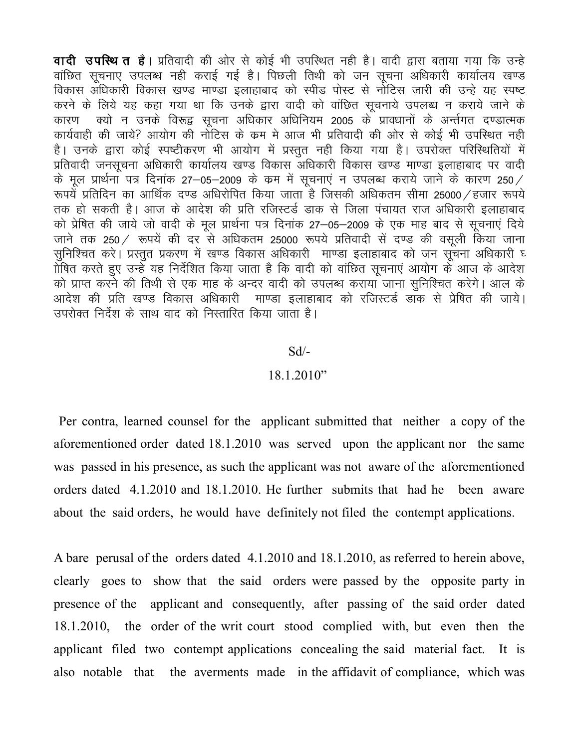**वादी उपस्थित है।** प्रतिवादी की ओर से कोई भी उपस्थित नही है। वादी द्वारा बताया गया कि उन्हे वांछित सूचनाए उपलब्ध नही कराई गई है। पिछली तिथी को जन सूचना अधिकारी कार्यालय खण्ड विकास अधिकारी विकास खण्ड माण्डा इलाहाबाद को स्पीड पोस्ट से नोटिस जारी की उन्हे यह स्पष्ट करने के लिये यह कहा गया था कि उनके द्वारा वादी को वांछित सूचनाये उपलब्ध न कराये जाने के कारण क्यो न उनके विरूद्व सूचना अधिकार अधिनियम 2005 के प्रावधानों के अर्न्तगत दण्डात्मक कार्यवाही की जाये? आयोग की नोटिस के क्रम मे आज भी प्रतिवादी की ओर से कोई भी उपस्थित नही है। उनके द्वारा कोई स्पष्टीकरण भी आयोग में प्रस्तुत नही किया गया है। उपरोक्त परिस्थितियों में प्रतिवादी जनसूचना अधिकारी कार्यालय खण्ड विकास अधिकारी विकास खण्ड माण्डा इलाहाबाद पर वादी के मूल प्रार्थना पत्र दिनांक 27–05–2009 के क्रम में सूचनाएं न उपलब्ध कराये जाने के कारण 250/ रूपयें प्रतिदिन का आर्थिक दण्ड अधिरोपित किया जाता है जिसकी अधिकतम सीमा 25000/हजार रूपये तक हो सकती है। आज के आदेश की प्रति रजिस्टर्ड डाक से जिला पंचायत राज अधिकारी इलाहाबाद को प्रेषित की जाये जो वादी के मूल प्रार्थना पत्र दिनांक 27–05–2009 के एक माह बाद से सूचनाएं दिये जाने तक 250/ रूपयें की दर से अधिकतम 25000 रूपये प्रतिवादी सें दण्ड की वसूली किया जाना सुनिश्चित करे। प्रस्तुत प्रकरण में खण्ड विकास अधिकारी माण्डा इलाहाबाद को जन सूचना अधिकारी घोषित करते हुए उन्हे यह निर्देशित किया जाता है कि वादी को वांछित सूचनाएं आयोग के आज के आदेश को प्राप्त करने की तिथी से एक माह के अन्दर वादी को उपलब्ध कराया जाना सुनिश्चित करेगे। आल के आदेश की प्रति खण्ड विकास अधिकारी माण्डा इलाहाबाद को रजिस्टर्ड डाक से प्रेषित की जाये। उपरोक्त निर्देश के साथ वाद को निस्तारित किया जाता है।

Sd/-

18.1.2010"

Per contra, learned counsel for the applicant submitted that neither a copy of the aforementioned order dated 18.1.2010 was served upon the applicant nor the same was passed in his presence, as such the applicant was not aware of the aforementioned orders dated 4.1.2010 and 18.1.2010. He further submits that had he been aware about the said orders, he would have definitely not filed the contempt applications.

A bare perusal of the orders dated 4.1.2010 and 18.1.2010, as referred to herein above, clearly goes to show that the said orders were passed by the opposite party in presence of the applicant and consequently, after passing of the said order dated 18.1.2010, the order of the writ court stood complied with, but even then the applicant filed two contempt applications concealing the said material fact. It is also notable that the averments made in the affidavit of compliance, which was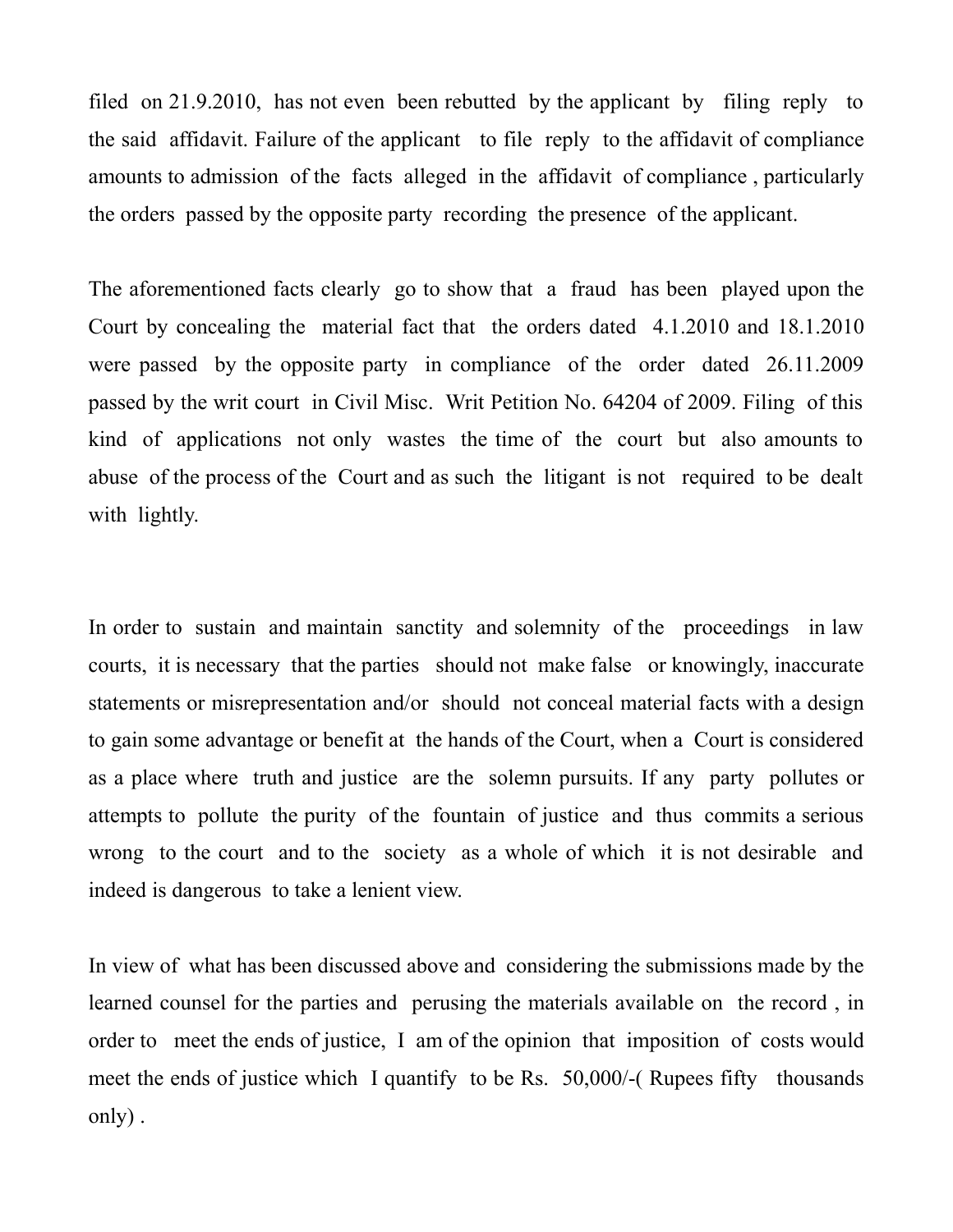filed on 21.9.2010, has not even been rebutted by the applicant by filing reply to the said affidavit. Failure of the applicant to file reply to the affidavit of compliance amounts to admission of the facts alleged in the affidavit of compliance , particularly the orders passed by the opposite party recording the presence of the applicant.

The aforementioned facts clearly go to show that a fraud has been played upon the Court by concealing the material fact that the orders dated 4.1.2010 and 18.1.2010 were passed by the opposite party in compliance of the order dated 26.11.2009 passed by the writ court in Civil Misc. Writ Petition No. 64204 of 2009. Filing of this kind of applications not only wastes the time of the court but also amounts to abuse of the process of the Court and as such the litigant is not required to be dealt with lightly.

In order to sustain and maintain sanctity and solemnity of the proceedings in law courts, it is necessary that the parties should not make false or knowingly, inaccurate statements or misrepresentation and/or should not conceal material facts with a design to gain some advantage or benefit at the hands of the Court, when a Court is considered as a place where truth and justice are the solemn pursuits. If any party pollutes or attempts to pollute the purity of the fountain of justice and thus commits a serious wrong to the court and to the society as a whole of which it is not desirable and indeed is dangerous to take a lenient view.

In view of what has been discussed above and considering the submissions made by the learned counsel for the parties and perusing the materials available on the record , in order to meet the ends of justice, I am of the opinion that imposition of costs would meet the ends of justice which I quantify to be Rs. 50,000/-( Rupees fifty thousands only) .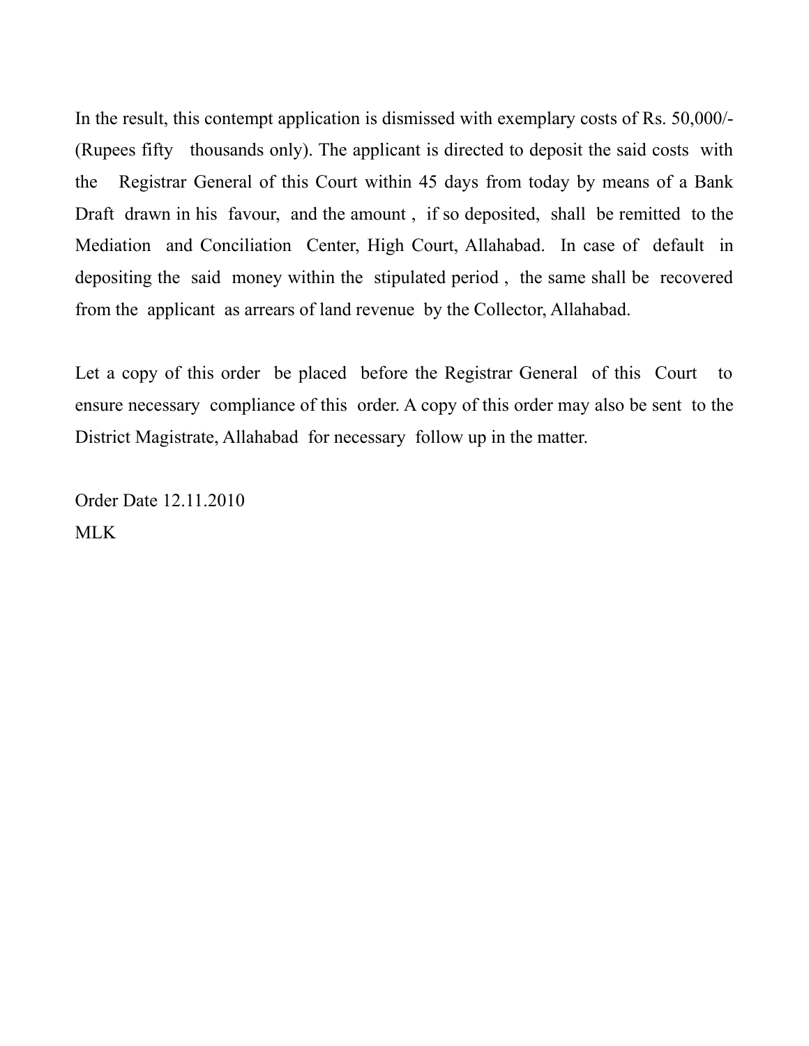In the result, this contempt application is dismissed with exemplary costs of Rs. 50,000/- (Rupees fifty thousands only). The applicant is directed to deposit the said costs with the Registrar General of this Court within 45 days from today by means of a Bank Draft drawn in his favour, and the amount , if so deposited, shall be remitted to the Mediation and Conciliation Center, High Court, Allahabad. In case of default in depositing the said money within the stipulated period , the same shall be recovered from the applicant as arrears of land revenue by the Collector, Allahabad.

Let a copy of this order be placed before the Registrar General of this Court to ensure necessary compliance of this order. A copy of this order may also be sent to the District Magistrate, Allahabad for necessary follow up in the matter.

Order Date 12.11.2010

MLK